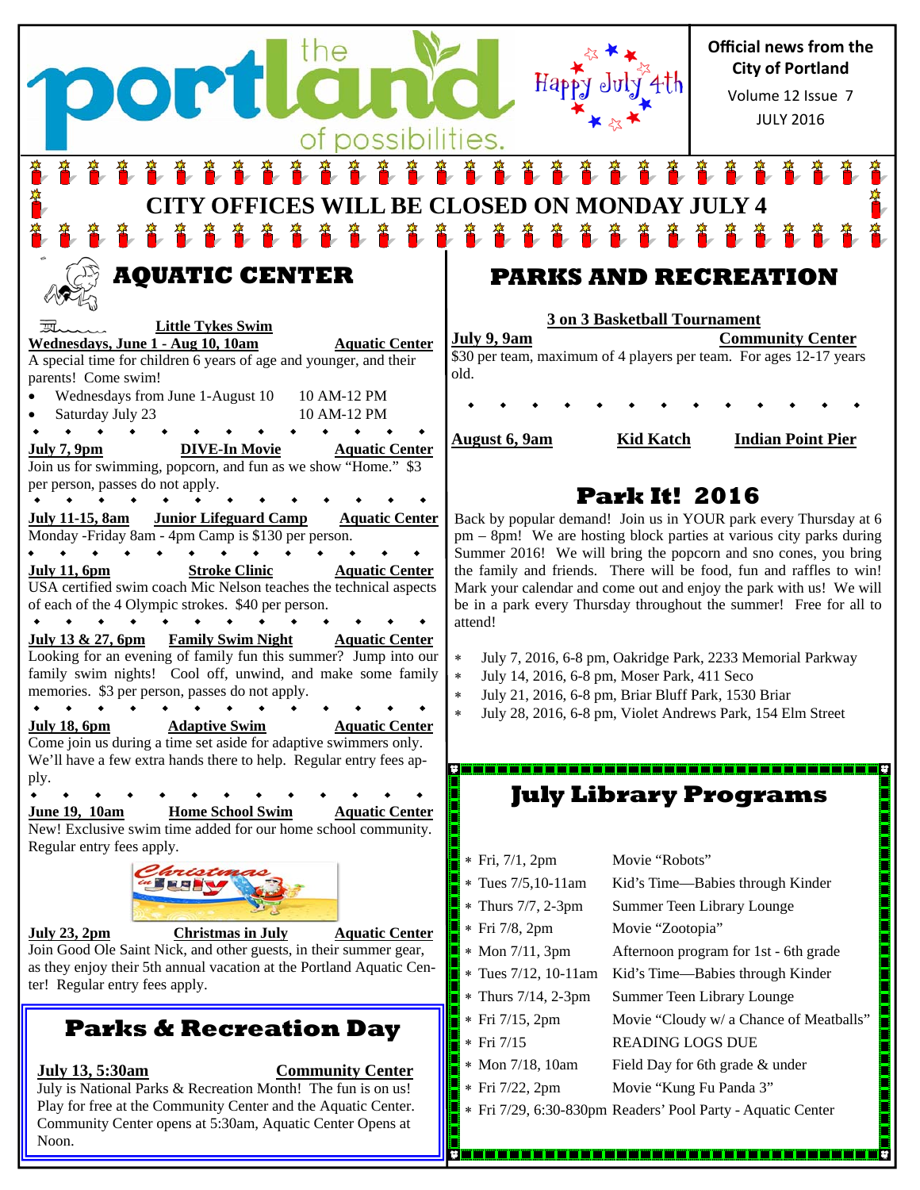# the portland of possibilities.

Happy July 4th

**Official news from the City of Portland**
Volume 12 Issue 7
JULY 2016

## CITY OFFICES WILL BE CLOSED ON MONDAY JULY 4

## AQUATIC CENTER

**Little Tykes Swim**
**Wednesdays, June 1 - Aug 10, 10am** — **Aquatic Center**
A special time for children 6 years of age and younger, and their parents! Come swim!

- Wednesdays from June 1-August 10 — 10 AM-12 PM
- Saturday July 23 — 10 AM-12 PM

**July 7, 9pm** — **DIVE-In Movie** — **Aquatic Center**
Join us for swimming, popcorn, and fun as we show "Home." $3 per person, passes do not apply.

**July 11-15, 8am** — **Junior Lifeguard Camp** — **Aquatic Center**
Monday -Friday 8am - 4pm Camp is $130 per person.

**July 11, 6pm** — **Stroke Clinic** — **Aquatic Center**
USA certified swim coach Mic Nelson teaches the technical aspects of each of the 4 Olympic strokes. $40 per person.

**July 13 & 27, 6pm** — **Family Swim Night** — **Aquatic Center**
Looking for an evening of family fun this summer? Jump into our family swim nights! Cool off, unwind, and make some family memories. $3 per person, passes do not apply.

**July 18, 6pm** — **Adaptive Swim** — **Aquatic Center**
Come join us during a time set aside for adaptive swimmers only. We'll have a few extra hands there to help. Regular entry fees apply.

**June 19, 10am** — **Home School Swim** — **Aquatic Center**
New! Exclusive swim time added for our home school community. Regular entry fees apply.

**July 23, 2pm** — **Christmas in July** — **Aquatic Center**
Join Good Ole Saint Nick, and other guests, in their summer gear, as they enjoy their 5th annual vacation at the Portland Aquatic Center! Regular entry fees apply.

## Parks & Recreation Day

**July 13, 5:30am** — **Community Center**
July is National Parks & Recreation Month! The fun is on us! Play for free at the Community Center and the Aquatic Center. Community Center opens at 5:30am, Aquatic Center Opens at Noon.

## PARKS AND RECREATION

**3 on 3 Basketball Tournament**
**July 9, 9am** — **Community Center**
$30 per team, maximum of 4 players per team. For ages 12-17 years old.

**August 6, 9am** — **Kid Katch** — **Indian Point Pier**

## Park It! 2016

Back by popular demand! Join us in YOUR park every Thursday at 6 pm – 8pm! We are hosting block parties at various city parks during Summer 2016! We will bring the popcorn and sno cones, you bring the family and friends. There will be food, fun and raffles to win! Mark your calendar and come out and enjoy the park with us! We will be in a park every Thursday throughout the summer! Free for all to attend!

* July 7, 2016, 6-8 pm, Oakridge Park, 2233 Memorial Parkway
* July 14, 2016, 6-8 pm, Moser Park, 411 Seco
* July 21, 2016, 6-8 pm, Briar Bluff Park, 1530 Briar
* July 28, 2016, 6-8 pm, Violet Andrews Park, 154 Elm Street

## July Library Programs

* Fri, 7/1, 2pm — Movie "Robots"
* Tues 7/5,10-11am — Kid's Time—Babies through Kinder
* Thurs 7/7, 2-3pm — Summer Teen Library Lounge
* Fri 7/8, 2pm — Movie "Zootopia"
* Mon 7/11, 3pm — Afternoon program for 1st - 6th grade
* Tues 7/12, 10-11am — Kid's Time—Babies through Kinder
* Thurs 7/14, 2-3pm — Summer Teen Library Lounge
* Fri 7/15, 2pm — Movie "Cloudy w/ a Chance of Meatballs"
* Fri 7/15 — READING LOGS DUE
* Mon 7/18, 10am — Field Day for 6th grade & under
* Fri 7/22, 2pm — Movie "Kung Fu Panda 3"
* Fri 7/29, 6:30-830pm — Readers' Pool Party - Aquatic Center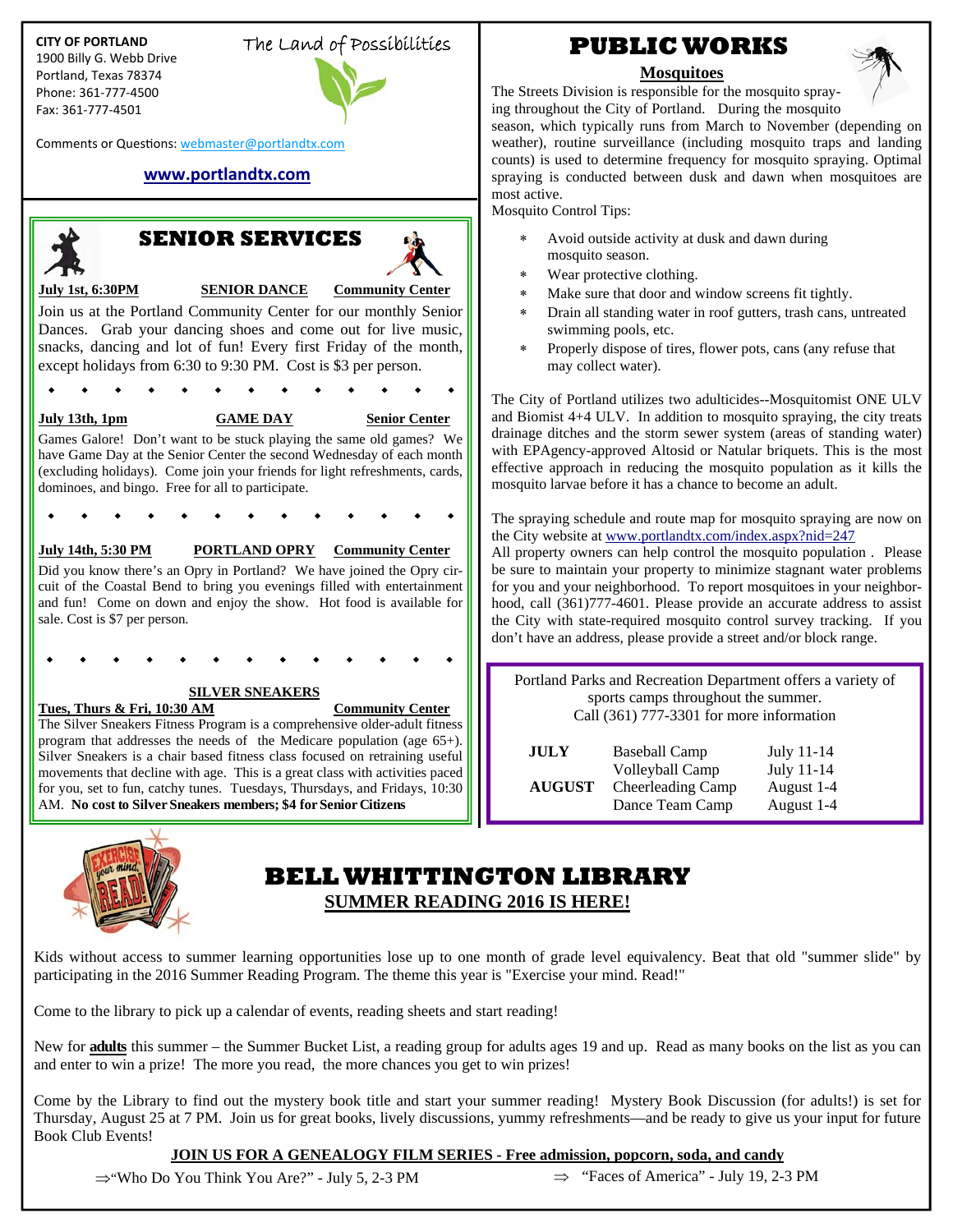**CITY OF PORTLAND**
1900 Billy G. Webb Drive
Portland, Texas 78374
Phone: 361-777-4500
Fax: 361-777-4501

The Land of Possibilities

Comments or Questions: webmaster@portlandtx.com

**www.portlandtx.com**

## SENIOR SERVICES

**July 1st, 6:30PM** — **SENIOR DANCE** — **Community Center**

Join us at the Portland Community Center for our monthly Senior Dances. Grab your dancing shoes and come out for live music, snacks, dancing and lot of fun! Every first Friday of the month, except holidays from 6:30 to 9:30 PM. Cost is $3 per person.

**July 13th, 1pm** — **GAME DAY** — **Senior Center**

Games Galore! Don't want to be stuck playing the same old games? We have Game Day at the Senior Center the second Wednesday of each month (excluding holidays). Come join your friends for light refreshments, cards, dominoes, and bingo. Free for all to participate.

**July 14th, 5:30 PM** — **PORTLAND OPRY** — **Community Center**

Did you know there's an Opry in Portland? We have joined the Opry circuit of the Coastal Bend to bring you evenings filled with entertainment and fun! Come on down and enjoy the show. Hot food is available for sale. Cost is $7 per person.

**SILVER SNEAKERS**

**Tues, Thurs & Fri, 10:30 AM** — **Community Center**

The Silver Sneakers Fitness Program is a comprehensive older-adult fitness program that addresses the needs of the Medicare population (age 65+). Silver Sneakers is a chair based fitness class focused on retraining useful movements that decline with age. This is a great class with activities paced for you, set to fun, catchy tunes. Tuesdays, Thursdays, and Fridays, 10:30 AM. **No cost to Silver Sneakers members; $4 for Senior Citizens**

## PUBLIC WORKS

### Mosquitoes

The Streets Division is responsible for the mosquito spraying throughout the City of Portland. During the mosquito season, which typically runs from March to November (depending on weather), routine surveillance (including mosquito traps and landing counts) is used to determine frequency for mosquito spraying. Optimal spraying is conducted between dusk and dawn when mosquitoes are most active.

Mosquito Control Tips:

* Avoid outside activity at dusk and dawn during mosquito season.
* Wear protective clothing.
* Make sure that door and window screens fit tightly.
* Drain all standing water in roof gutters, trash cans, untreated swimming pools, etc.
* Properly dispose of tires, flower pots, cans (any refuse that may collect water).

The City of Portland utilizes two adulticides--Mosquitomist ONE ULV and Biomist 4+4 ULV. In addition to mosquito spraying, the city treats drainage ditches and the storm sewer system (areas of standing water) with EPAgency-approved Altosid or Natular briquets. This is the most effective approach in reducing the mosquito population as it kills the mosquito larvae before it has a chance to become an adult.

The spraying schedule and route map for mosquito spraying are now on the City website at www.portlandtx.com/index.aspx?nid=247

All property owners can help control the mosquito population . Please be sure to maintain your property to minimize stagnant water problems for you and your neighborhood. To report mosquitoes in your neighborhood, call (361)777-4601. Please provide an accurate address to assist the City with state-required mosquito control survey tracking. If you don't have an address, please provide a street and/or block range.

Portland Parks and Recreation Department offers a variety of sports camps throughout the summer.
Call (361) 777-3301 for more information

| | | |
|---|---|---|
| **JULY** | Baseball Camp | July 11-14 |
| | Volleyball Camp | July 11-14 |
| **AUGUST** | Cheerleading Camp | August 1-4 |
| | Dance Team Camp | August 1-4 |

## BELL WHITTINGTON LIBRARY

**SUMMER READING 2016 IS HERE!**

Kids without access to summer learning opportunities lose up to one month of grade level equivalency. Beat that old "summer slide" by participating in the 2016 Summer Reading Program. The theme this year is "Exercise your mind. Read!"

Come to the library to pick up a calendar of events, reading sheets and start reading!

New for **adults** this summer – the Summer Bucket List, a reading group for adults ages 19 and up. Read as many books on the list as you can and enter to win a prize! The more you read, the more chances you get to win prizes!

Come by the Library to find out the mystery book title and start your summer reading! Mystery Book Discussion (for adults!) is set for Thursday, August 25 at 7 PM. Join us for great books, lively discussions, yummy refreshments—and be ready to give us your input for future Book Club Events!

**JOIN US FOR A GENEALOGY FILM SERIES - Free admission, popcorn, soda, and candy**

⇒ "Who Do You Think You Are?" - July 5, 2-3 PM

⇒ "Faces of America" - July 19, 2-3 PM